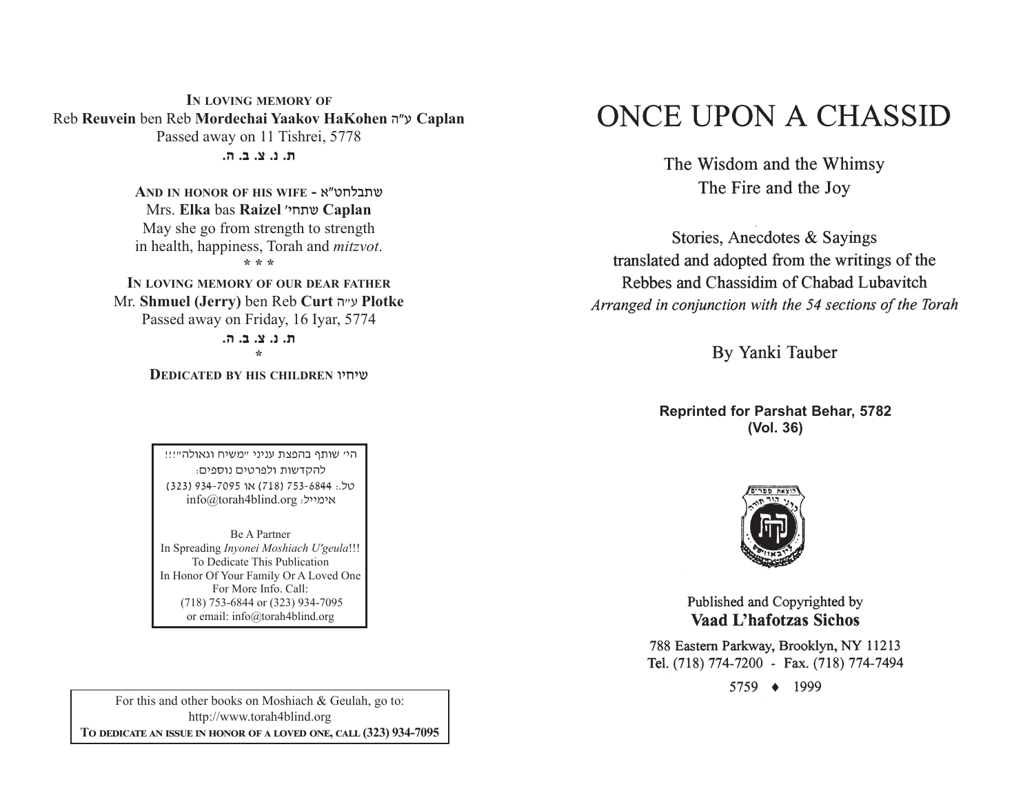**In loving memory of**
Reb **Reuvein** ben Reb **Mordechai Yaakov HaKohen** ע"ה **Caplan**
Passed away on 11 Tishrei, 5778
**ת. נ. צ. ב. ה.**

**And in honor of his wife - שתבלחט"א**
Mrs. **Elka** bas **Raizel** שתחי' **Caplan**
May she go from strength to strength
in health, happiness, Torah and *mitzvot*.
\* \* \*

**In loving memory of our dear father**
Mr. **Shmuel (Jerry)** ben Reb **Curt** ע"ה **Plotke**
Passed away on Friday, 16 Iyar, 5774
**ת. נ. צ. ב. ה.**
\*

**Dedicated by his children שיחיו**

הי' שותף בהפצת עניני "משיח וגאולה"!!!
להקדשות ולפרטים נוספים:
טל.: 6844-753 (718) או 7095-934 (323)
אימייל: info@torah4blind.org

Be A Partner
In Spreading *Inyonei Moshiach U'geula*!!!
To Dedicate This Publication
In Honor Of Your Family Or A Loved One
For More Info. Call:
(718) 753-6844 or (323) 934-7095
or email: info@torah4blind.org

For this and other books on Moshiach & Geulah, go to:
http://www.torah4blind.org
**To dedicate an issue in honor of a loved one, call (323) 934-7095**

# ONCE UPON A CHASSID

The Wisdom and the Whimsy
The Fire and the Joy

Stories, Anecdotes & Sayings
translated and adopted from the writings of the
Rebbes and Chassidim of Chabad Lubavitch
*Arranged in conjunction with the 54 sections of the Torah*

By Yanki Tauber

**Reprinted for Parshat Behar, 5782**
**(Vol. 36)**

Published and Copyrighted by
**Vaad L'hafotzas Sichos**

788 Eastern Parkway, Brooklyn, NY 11213
Tel. (718) 774-7200 - Fax. (718) 774-7494

5759 ♦ 1999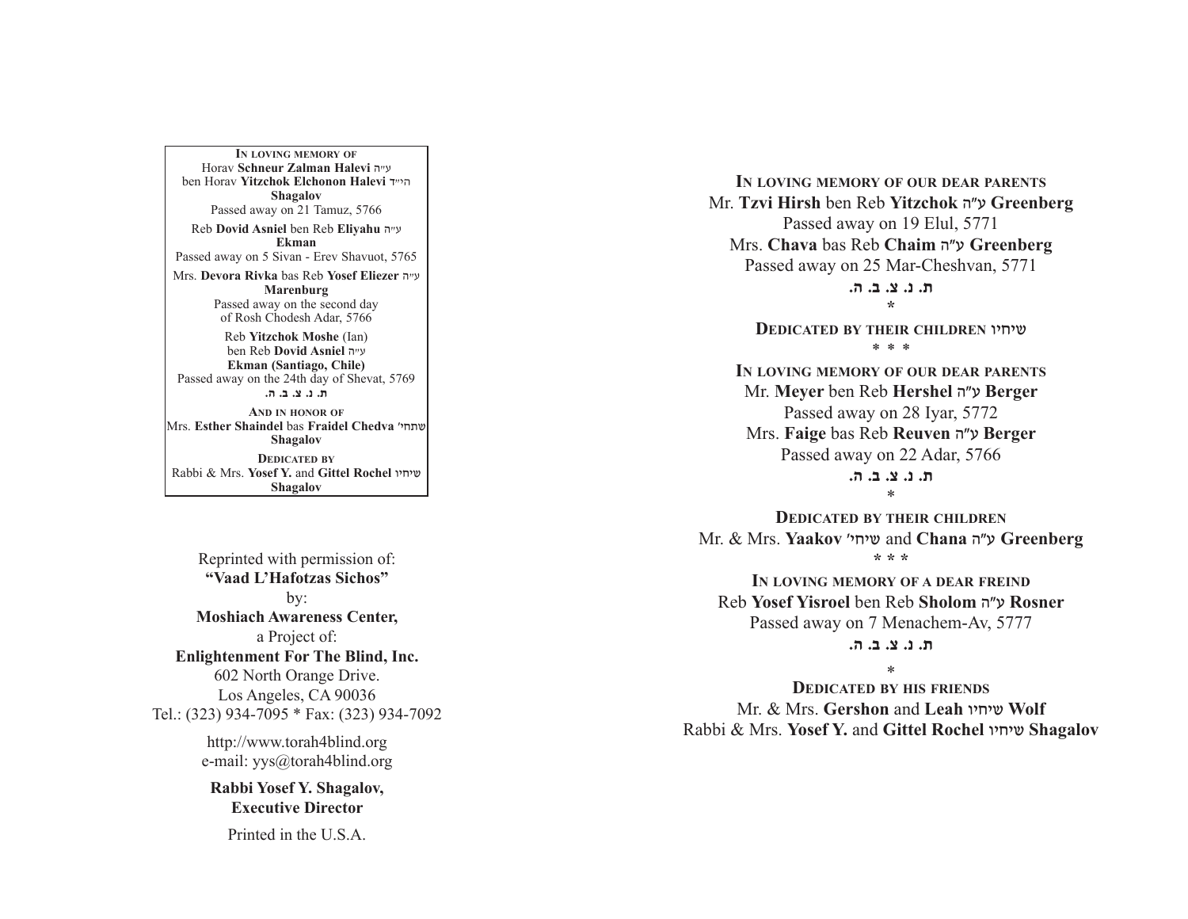**In loving memory of**
Horav **Schneur Zalman Halevi** ע״ה
ben Horav **Yitzchok Elchonon Halevi** הי״ד
**Shagalov**
Passed away on 21 Tamuz, 5766

Reb **Dovid Asniel** ben Reb **Eliyahu** ע״ה
**Ekman**
Passed away on 5 Sivan - Erev Shavuot, 5765

Mrs. **Devora Rivka** bas Reb **Yosef Eliezer** ע״ה
**Marenburg**
Passed away on the second day
of Rosh Chodesh Adar, 5766

Reb **Yitzchok Moshe** (Ian)
ben Reb **Dovid Asniel** ע״ה
**Ekman (Santiago, Chile)**
Passed away on the 24th day of Shevat, 5769
**ת. נ. צ. ב. ה.**

**And in honor of**
Mrs. **Esther Shaindel** bas **Fraidel Chedva** שתחי׳
**Shagalov**

**Dedicated by**
Rabbi & Mrs. **Yosef Y.** and **Gittel Rochel** שיחיו
**Shagalov**

Reprinted with permission of:
**"Vaad L'Hafotzas Sichos"**
by:
**Moshiach Awareness Center,**
a Project of:
**Enlightenment For The Blind, Inc.**
602 North Orange Drive.
Los Angeles, CA 90036
Tel.: (323) 934-7095 * Fax: (323) 934-7092

http://www.torah4blind.org
e-mail: yys@torah4blind.org

**Rabbi Yosef Y. Shagalov,**
**Executive Director**

Printed in the U.S.A.

**In loving memory of our dear parents**
Mr. **Tzvi Hirsh** ben Reb **Yitzchok** ע״ה **Greenberg**
Passed away on 19 Elul, 5771
Mrs. **Chava** bas Reb **Chaim** ע״ה **Greenberg**
Passed away on 25 Mar-Cheshvan, 5771
**ת. נ. צ. ב. ה.**
*

**Dedicated by their children** שיחיו
* * *

**In loving memory of our dear parents**
Mr. **Meyer** ben Reb **Hershel** ע״ה **Berger**
Passed away on 28 Iyar, 5772
Mrs. **Faige** bas Reb **Reuven** ע״ה **Berger**
Passed away on 22 Adar, 5766
**ת. נ. צ. ב. ה.**
*

**Dedicated by their children**
Mr. & Mrs. **Yaakov** שיחי׳ and **Chana** ע״ה **Greenberg**
* * *

**In loving memory of a dear freind**
Reb **Yosef Yisroel** ben Reb **Sholom** ע״ה **Rosner**
Passed away on 7 Menachem-Av, 5777
**ת. נ. צ. ב. ה.**

*
**Dedicated by his friends**
Mr. & Mrs. **Gershon** and **Leah** שיחיו **Wolf**
Rabbi & Mrs. **Yosef Y.** and **Gittel Rochel** שיחיו **Shagalov**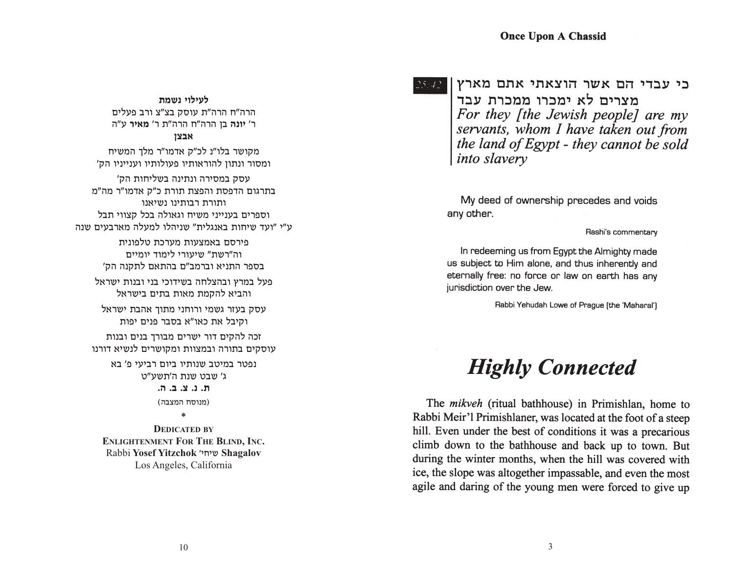**לעילוי נשמת**

הרה"ח הרה"ת עוסק בצ"צ ורב פעלים

ר' **יונה** בן הרה"ח הרה"ת ר' **מאיר** ע"ה

**אבצן**

מקושר בלו"נ לכ"ק אדמו"ר מלך המשיח

ומסור ונתון להוראותיו פעולותיו ועניניו הק'

עסק במסירה ונתינה בשליחות הק'

בתרגום הדפסת והפצת תורת כ"ק אדמו"ר מה"מ

ותורת רבותינו נשיאנו

וספרים בענייני משיח וגאולה בכל קצווי תבל

ע"י "ועד שיחות באנגלית" שניהלו למעלה מארבעים שנה

פירסם באמצעות מערכת טלפונית

וה"רשת" שיעורי לימוד יומיים

בספר התניא וברמב"ם בהתאם לתקנה הק'

פעל במרץ ובהצלחה בשידוכי בני ובנות ישראל

והביא להקמת מאות בתים בישראל

עסק בעזר גשמי ורוחני מתוך אהבת ישראל

וקיבל את כאו"א בסבר פנים יפות

זכה להקים דור ישרים מבורך בנים ובנות

עוסקים בתורה ובמצוות ומקושרים לנשיא דורנו

נפטר במיטב שנותיו ביום רביעי פ' בא

ג' שבט שנת ה'תשע"ט

**ת. נ. צ. ב. ה.**

(מנוסח המצבה)

\*

**DEDICATED BY**
**ENLIGHTENMENT FOR THE BLIND, INC.**
Rabbi **Yosef Yitzchok** שיחי' **Shagalov**
Los Angeles, California

---

25:42

**כי עבדי הם אשר הוצאתי אתם מארץ מצרים לא ימכרו ממכרת עבד**

***For they [the Jewish people] are my servants, whom I have taken out from the land of Egypt - they cannot be sold into slavery***

My deed of ownership precedes and voids any other.

Rashi's commentary

In redeeming us from Egypt the Almighty made us subject to Him alone, and thus inherently and eternally free: no force or law on earth has any jurisdiction over the Jew.

Rabbi Yehudah Lowe of Prague (the 'Maharal')

# *Highly Connected*

The *mikveh* (ritual bathhouse) in Primishlan, home to Rabbi Meir'l Primishlaner, was located at the foot of a steep hill. Even under the best of conditions it was a precarious climb down to the bathhouse and back up to town. But during the winter months, when the hill was covered with ice, the slope was altogether impassable, and even the most agile and daring of the young men were forced to give up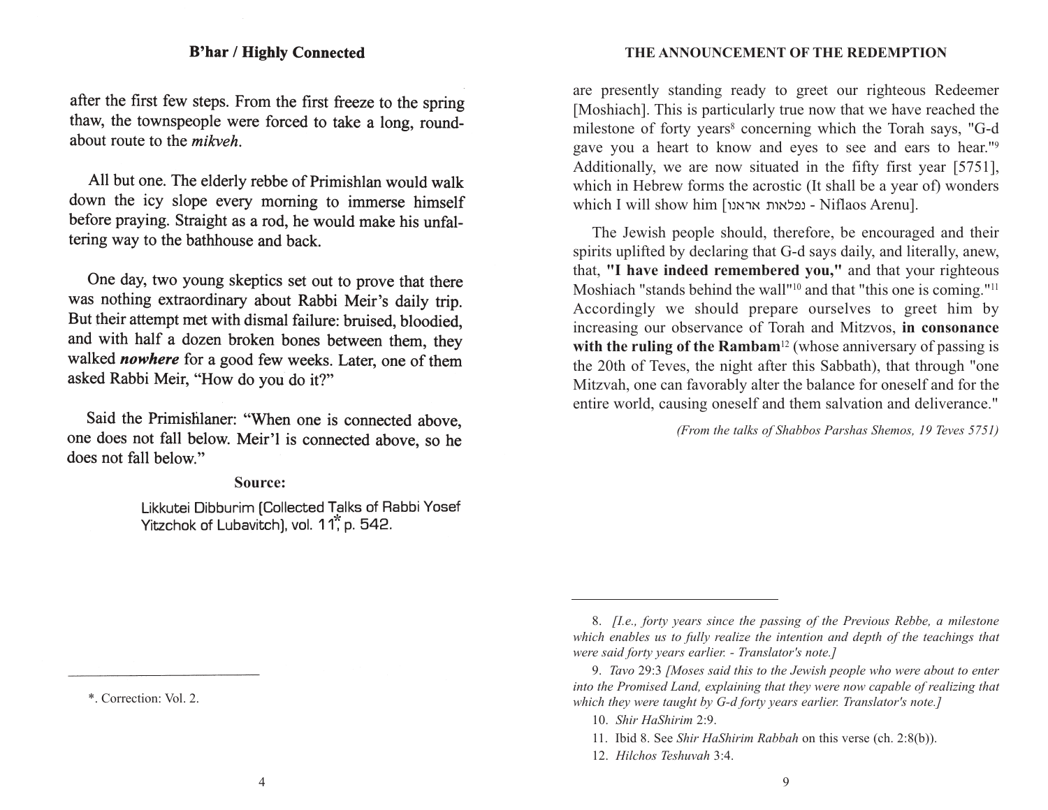after the first few steps. From the first freeze to the spring thaw, the townspeople were forced to take a long, roundabout route to the *mikveh*.

All but one. The elderly rebbe of Primishlan would walk down the icy slope every morning to immerse himself before praying. Straight as a rod, he would make his unfaltering way to the bathhouse and back.

One day, two young skeptics set out to prove that there was nothing extraordinary about Rabbi Meir's daily trip. But their attempt met with dismal failure: bruised, bloodied, and with half a dozen broken bones between them, they walked ***nowhere*** for a good few weeks. Later, one of them asked Rabbi Meir, "How do you do it?"

Said the Primishlaner: "When one is connected above, one does not fall below. Meir'l is connected above, so he does not fall below."

**Source:**

Likkutei Dibburim (Collected Talks of Rabbi Yosef Yitzchok of Lubavitch), vol. 11*, p. 542.

---

*. Correction: Vol. 2.

are presently standing ready to greet our righteous Redeemer [Moshiach]. This is particularly true now that we have reached the milestone of forty years[8] concerning which the Torah says, "G-d gave you a heart to know and eyes to see and ears to hear."[9] Additionally, we are now situated in the fifty first year [5751], which in Hebrew forms the acrostic (It shall be a year of) wonders which I will show him [נפלאות אראנו - Niflaos Arenu].

The Jewish people should, therefore, be encouraged and their spirits uplifted by declaring that G-d says daily, and literally, anew, that, **"I have indeed remembered you,"** and that your righteous Moshiach "stands behind the wall"[10] and that "this one is coming."[11] Accordingly we should prepare ourselves to greet him by increasing our observance of Torah and Mitzvos, **in consonance with the ruling of the Rambam**[12] (whose anniversary of passing is the 20th of Teves, the night after this Sabbath), that through "one Mitzvah, one can favorably alter the balance for oneself and for the entire world, causing oneself and them salvation and deliverance."

*(From the talks of Shabbos Parshas Shemos, 19 Teves 5751)*

---

8. *[I.e., forty years since the passing of the Previous Rebbe, a milestone which enables us to fully realize the intention and depth of the teachings that were said forty years earlier. - Translator's note.]*

9. *Tavo* 29:3 *[Moses said this to the Jewish people who were about to enter into the Promised Land, explaining that they were now capable of realizing that which they were taught by G-d forty years earlier. Translator's note.]*

10. *Shir HaShirim* 2:9.

11. Ibid 8. See *Shir HaShirim Rabbah* on this verse (ch. 2:8(b)).

12. *Hilchos Teshuvah* 3:4.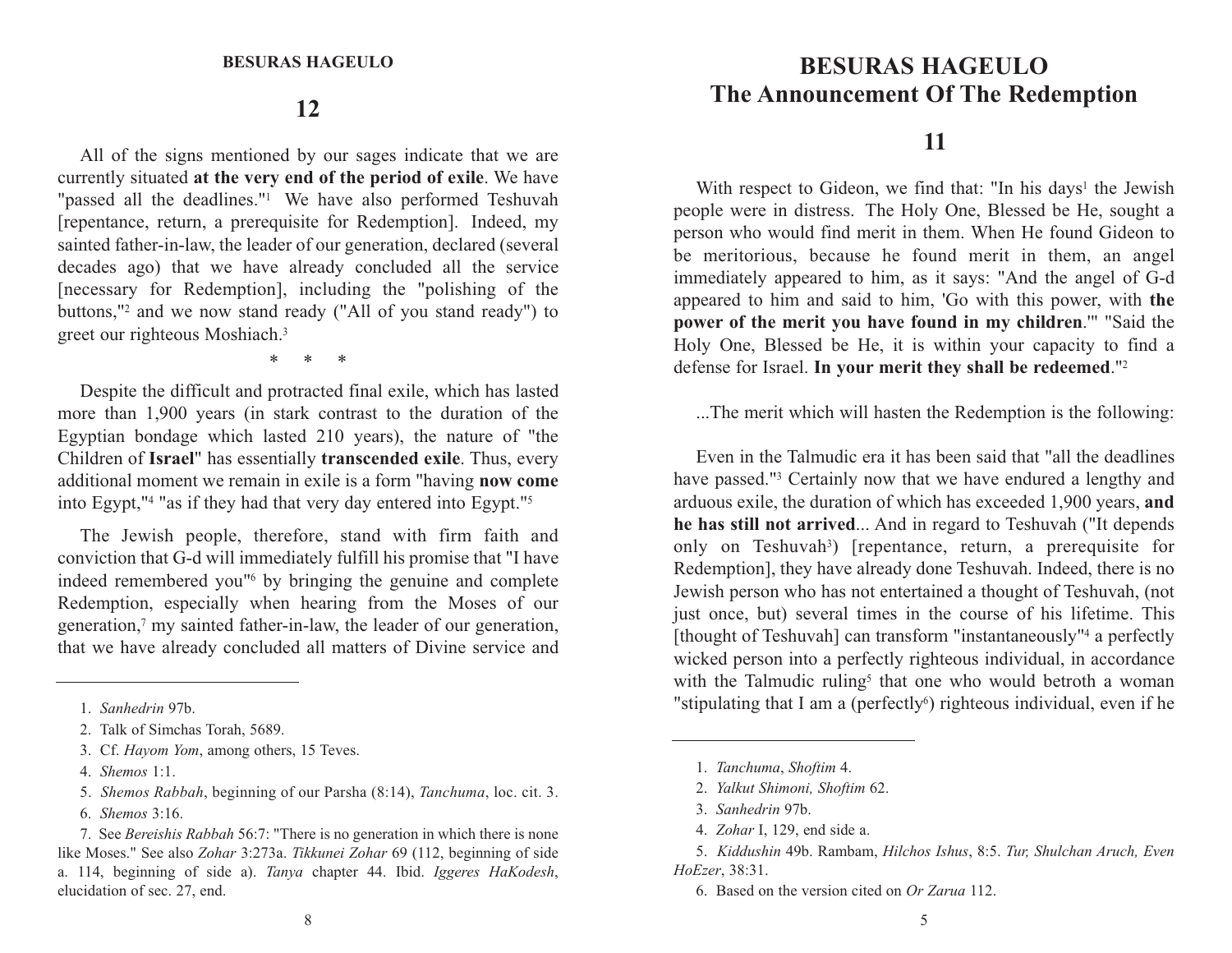## 12

All of the signs mentioned by our sages indicate that we are currently situated **at the very end of the period of exile**. We have "passed all the deadlines."[1] We have also performed Teshuvah [repentance, return, a prerequisite for Redemption]. Indeed, my sainted father-in-law, the leader of our generation, declared (several decades ago) that we have already concluded all the service [necessary for Redemption], including the "polishing of the buttons,"[2] and we now stand ready ("All of you stand ready") to greet our righteous Moshiach.[3]

\* \* \*

Despite the difficult and protracted final exile, which has lasted more than 1,900 years (in stark contrast to the duration of the Egyptian bondage which lasted 210 years), the nature of "the Children of **Israel**" has essentially **transcended exile**. Thus, every additional moment we remain in exile is a form "having **now come** into Egypt,"[4] "as if they had that very day entered into Egypt."[5]

The Jewish people, therefore, stand with firm faith and conviction that G-d will immediately fulfill his promise that "I have indeed remembered you"[6] by bringing the genuine and complete Redemption, especially when hearing from the Moses of our generation,[7] my sainted father-in-law, the leader of our generation, that we have already concluded all matters of Divine service and

---

1. *Sanhedrin* 97b.
2. Talk of Simchas Torah, 5689.
3. Cf. *Hayom Yom*, among others, 15 Teves.
4. *Shemos* 1:1.
5. *Shemos Rabbah*, beginning of our Parsha (8:14), *Tanchuma*, loc. cit. 3.
6. *Shemos* 3:16.
7. See *Bereishis Rabbah* 56:7: "There is no generation in which there is none like Moses." See also *Zohar* 3:273a. *Tikkunei Zohar* 69 (112, beginning of side a. 114, beginning of side a). *Tanya* chapter 44. Ibid. *Iggeres HaKodesh*, elucidation of sec. 27, end.

# BESURAS HAGEULO
# The Announcement Of The Redemption

## 11

With respect to Gideon, we find that: "In his days[1] the Jewish people were in distress. The Holy One, Blessed be He, sought a person who would find merit in them. When He found Gideon to be meritorious, because he found merit in them, an angel immediately appeared to him, as it says: "And the angel of G-d appeared to him and said to him, 'Go with this power, with **the power of the merit you have found in my children**.'" "Said the Holy One, Blessed be He, it is within your capacity to find a defense for Israel. **In your merit they shall be redeemed**."[2]

...The merit which will hasten the Redemption is the following:

Even in the Talmudic era it has been said that "all the deadlines have passed."[3] Certainly now that we have endured a lengthy and arduous exile, the duration of which has exceeded 1,900 years, **and he has still not arrived**... And in regard to Teshuvah ("It depends only on Teshuvah[3]) [repentance, return, a prerequisite for Redemption], they have already done Teshuvah. Indeed, there is no Jewish person who has not entertained a thought of Teshuvah, (not just once, but) several times in the course of his lifetime. This [thought of Teshuvah] can transform "instantaneously"[4] a perfectly wicked person into a perfectly righteous individual, in accordance with the Talmudic ruling[5] that one who would betroth a woman "stipulating that I am a (perfectly[6]) righteous individual, even if he

---

1. *Tanchuma*, *Shoftim* 4.
2. *Yalkut Shimoni, Shoftim* 62.
3. *Sanhedrin* 97b.
4. *Zohar* I, 129, end side a.
5. *Kiddushin* 49b. Rambam, *Hilchos Ishus*, 8:5. *Tur, Shulchan Aruch, Even HoEzer*, 38:31.
6. Based on the version cited on *Or Zarua* 112.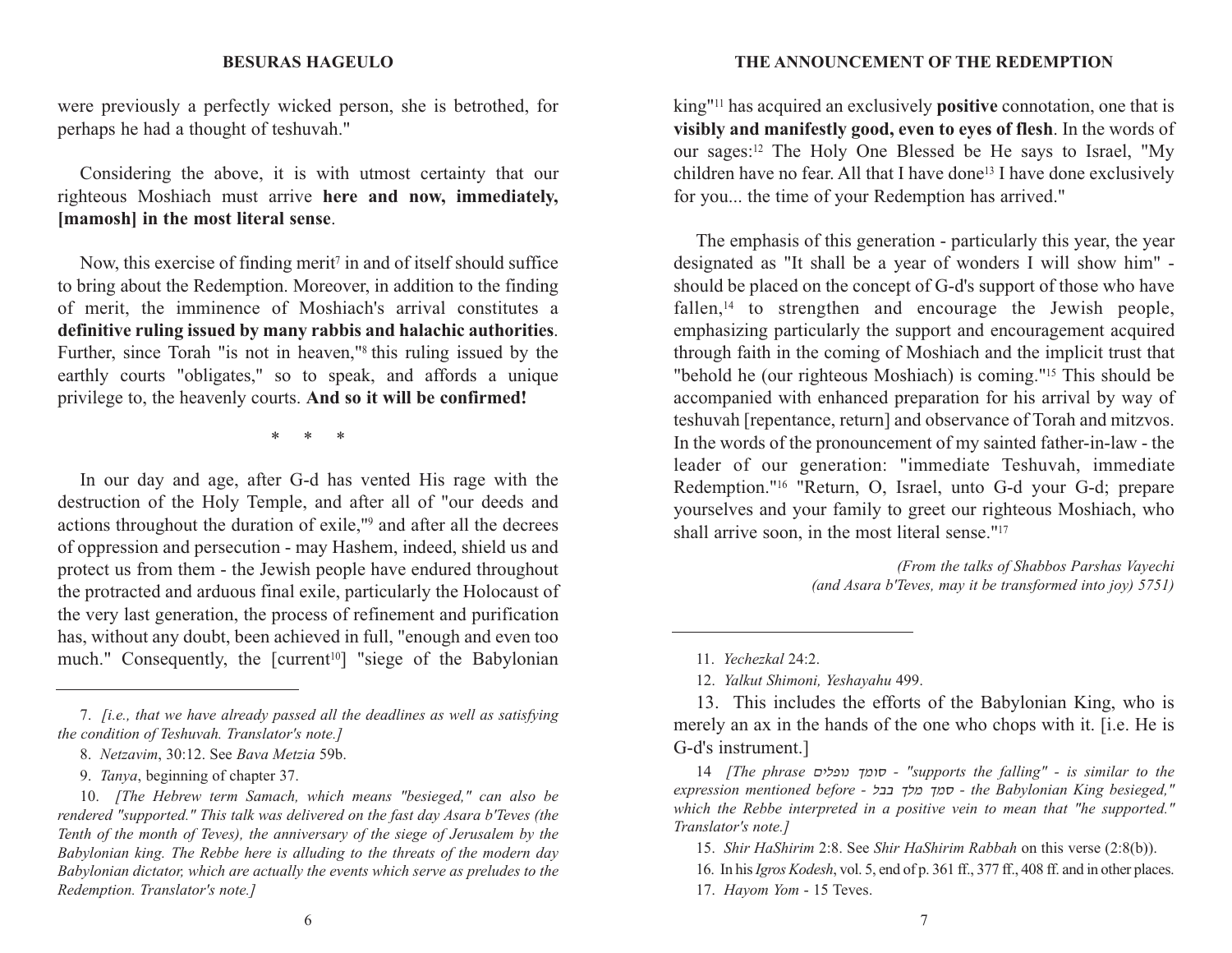were previously a perfectly wicked person, she is betrothed, for perhaps he had a thought of teshuvah."

Considering the above, it is with utmost certainty that our righteous Moshiach must arrive **here and now, immediately, [mamosh] in the most literal sense**.

Now, this exercise of finding merit[7] in and of itself should suffice to bring about the Redemption. Moreover, in addition to the finding of merit, the imminence of Moshiach's arrival constitutes a **definitive ruling issued by many rabbis and halachic authorities**. Further, since Torah "is not in heaven,"[8] this ruling issued by the earthly courts "obligates," so to speak, and affords a unique privilege to, the heavenly courts. **And so it will be confirmed!**

\* \* \*

In our day and age, after G-d has vented His rage with the destruction of the Holy Temple, and after all of "our deeds and actions throughout the duration of exile,"[9] and after all the decrees of oppression and persecution - may Hashem, indeed, shield us and protect us from them - the Jewish people have endured throughout the protracted and arduous final exile, particularly the Holocaust of the very last generation, the process of refinement and purification has, without any doubt, been achieved in full, "enough and even too much." Consequently, the [current[10]] "siege of the Babylonian king"[11] has acquired an exclusively **positive** connotation, one that is **visibly and manifestly good, even to eyes of flesh**. In the words of our sages:[12] The Holy One Blessed be He says to Israel, "My children have no fear. All that I have done[13] I have done exclusively for you... the time of your Redemption has arrived."

The emphasis of this generation - particularly this year, the year designated as "It shall be a year of wonders I will show him" - should be placed on the concept of G-d's support of those who have fallen,[14] to strengthen and encourage the Jewish people, emphasizing particularly the support and encouragement acquired through faith in the coming of Moshiach and the implicit trust that "behold he (our righteous Moshiach) is coming."[15] This should be accompanied with enhanced preparation for his arrival by way of teshuvah [repentance, return] and observance of Torah and mitzvos. In the words of the pronouncement of my sainted father-in-law - the leader of our generation: "immediate Teshuvah, immediate Redemption."[16] "Return, O, Israel, unto G-d your G-d; prepare yourselves and your family to greet our righteous Moshiach, who shall arrive soon, in the most literal sense."[17]

*(From the talks of Shabbos Parshas Vayechi (and Asara b'Teves, may it be transformed into joy) 5751)*

---

7. *[i.e., that we have already passed all the deadlines as well as satisfying the condition of Teshuvah. Translator's note.]*

8. *Netzavim*, 30:12. See *Bava Metzia* 59b.

9. *Tanya*, beginning of chapter 37.

10. *[The Hebrew term Samach, which means "besieged," can also be rendered "supported." This talk was delivered on the fast day Asara b'Teves (the Tenth of the month of Teves), the anniversary of the siege of Jerusalem by the Babylonian king. The Rebbe here is alluding to the threats of the modern day Babylonian dictator, which are actually the events which serve as preludes to the Redemption. Translator's note.]*

11. *Yechezkal* 24:2.

12. *Yalkut Shimoni, Yeshayahu* 499.

13. This includes the efforts of the Babylonian King, who is merely an ax in the hands of the one who chops with it. [i.e. He is G-d's instrument.]

14 *[The phrase סומך נופלים - "supports the falling" - is similar to the expression mentioned before - סמך מלך בבל - the Babylonian King besieged," which the Rebbe interpreted in a positive vein to mean that "he supported." Translator's note.]*

15. *Shir HaShirim* 2:8. See *Shir HaShirim Rabbah* on this verse (2:8(b)).

16. In his *Igros Kodesh*, vol. 5, end of p. 361 ff., 377 ff., 408 ff. and in other places.

17. *Hayom Yom* - 15 Teves.